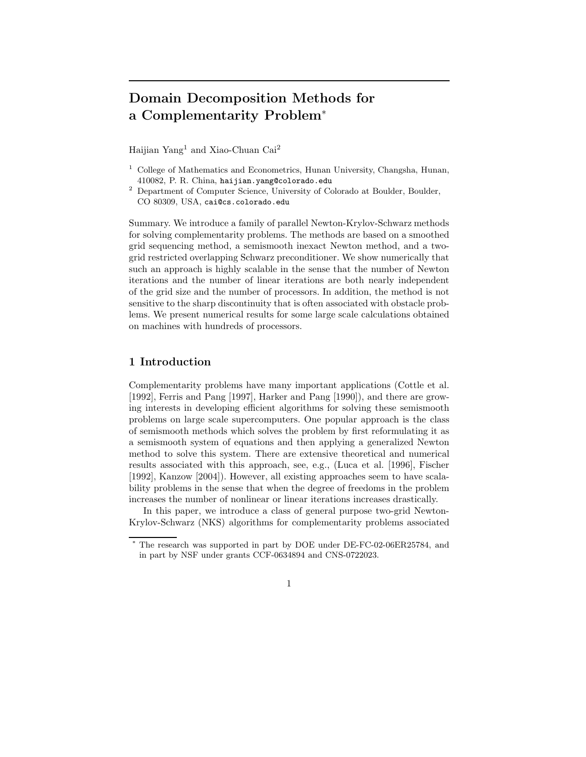# Domain Decomposition Methods for a Complementarity Problem*

Haijian Yang[1] and Xiao-Chuan Cai[2]

[1] College of Mathematics and Econometrics, Hunan University, Changsha, Hunan, 410082, P. R. China, haijian.yang@colorado.edu

[2] Department of Computer Science, University of Colorado at Boulder, Boulder, CO 80309, USA, cai@cs.colorado.edu

Summary. We introduce a family of parallel Newton-Krylov-Schwarz methods for solving complementarity problems. The methods are based on a smoothed grid sequencing method, a semismooth inexact Newton method, and a two-grid restricted overlapping Schwarz preconditioner. We show numerically that such an approach is highly scalable in the sense that the number of Newton iterations and the number of linear iterations are both nearly independent of the grid size and the number of processors. In addition, the method is not sensitive to the sharp discontinuity that is often associated with obstacle problems. We present numerical results for some large scale calculations obtained on machines with hundreds of processors.

## 1 Introduction

Complementarity problems have many important applications (Cottle et al. [1992], Ferris and Pang [1997], Harker and Pang [1990]), and there are growing interests in developing efficient algorithms for solving these semismooth problems on large scale supercomputers. One popular approach is the class of semismooth methods which solves the problem by first reformulating it as a semismooth system of equations and then applying a generalized Newton method to solve this system. There are extensive theoretical and numerical results associated with this approach, see, e.g., (Luca et al. [1996], Fischer [1992], Kanzow [2004]). However, all existing approaches seem to have scalability problems in the sense that when the degree of freedoms in the problem increases the number of nonlinear or linear iterations increases drastically.

In this paper, we introduce a class of general purpose two-grid Newton-Krylov-Schwarz (NKS) algorithms for complementarity problems associated

* The research was supported in part by DOE under DE-FC-02-06ER25784, and in part by NSF under grants CCF-0634894 and CNS-0722023.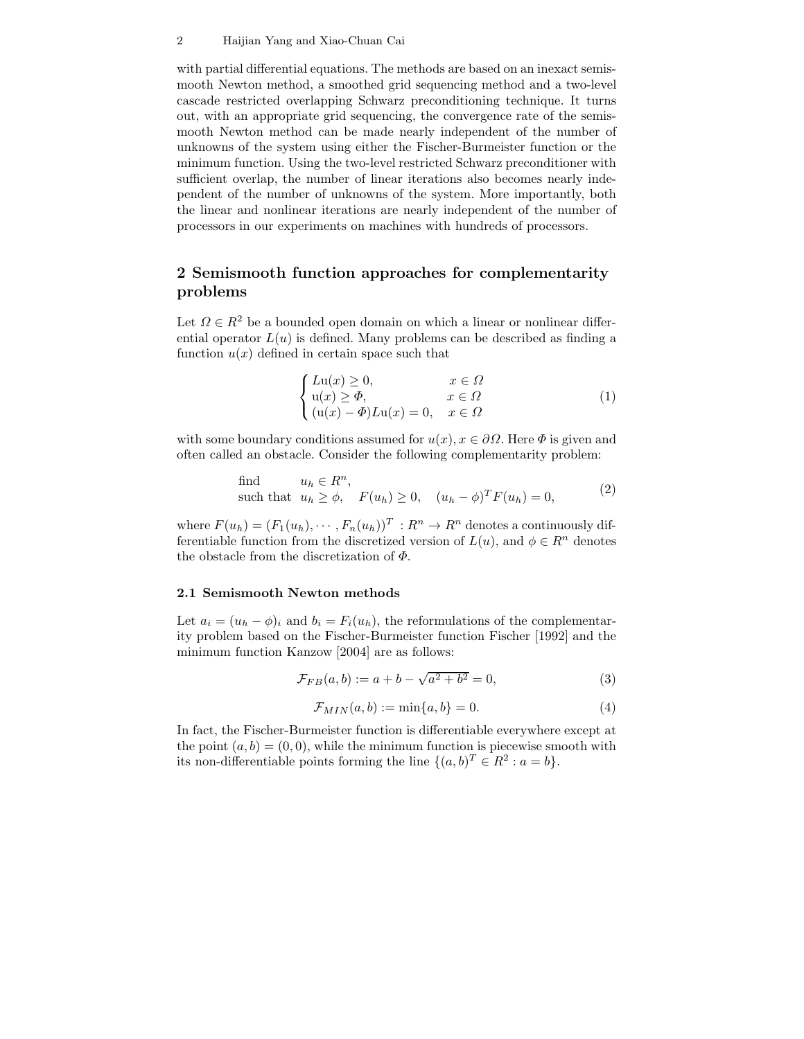with partial differential equations. The methods are based on an inexact semismooth Newton method, a smoothed grid sequencing method and a two-level cascade restricted overlapping Schwarz preconditioning technique. It turns out, with an appropriate grid sequencing, the convergence rate of the semismooth Newton method can be made nearly independent of the number of unknowns of the system using either the Fischer-Burmeister function or the minimum function. Using the two-level restricted Schwarz preconditioner with sufficient overlap, the number of linear iterations also becomes nearly independent of the number of unknowns of the system. More importantly, both the linear and nonlinear iterations are nearly independent of the number of processors in our experiments on machines with hundreds of processors.

## 2 Semismooth function approaches for complementarity problems

Let $\Omega \in R^2$ be a bounded open domain on which a linear or nonlinear differential operator $L(u)$ is defined. Many problems can be described as finding a function $u(x)$ defined in certain space such that

$$
\begin{cases} L\mathrm{u}(x) \geq 0, & x \in \Omega \\ \mathrm{u}(x) \geq \Phi, & x \in \Omega \\ (\mathrm{u}(x) - \Phi) L\mathrm{u}(x) = 0, & x \in \Omega \end{cases} \tag{1}
$$

with some boundary conditions assumed for $u(x), x \in \partial\Omega$. Here $\Phi$ is given and often called an obstacle. Consider the following complementarity problem:

$$
\begin{array}{ll} \text{find} & u_h \in R^n, \\ \text{such that} & u_h \geq \phi, \quad F(u_h) \geq 0, \quad (u_h - \phi)^T F(u_h) = 0, \end{array} \tag{2}
$$

where $F(u_h) = (F_1(u_h), \cdots, F_n(u_h))^T : R^n \to R^n$ denotes a continuously differentiable function from the discretized version of $L(u)$, and $\phi \in R^n$ denotes the obstacle from the discretization of $\Phi$.

### 2.1 Semismooth Newton methods

Let $a_i = (u_h - \phi)_i$ and $b_i = F_i(u_h)$, the reformulations of the complementarity problem based on the Fischer-Burmeister function Fischer [1992] and the minimum function Kanzow [2004] are as follows:

$$
\mathcal{F}_{FB}(a, b) := a + b - \sqrt{a^2 + b^2} = 0, \tag{3}
$$

$$
\mathcal{F}_{MIN}(a, b) := \min\{a, b\} = 0. \tag{4}
$$

In fact, the Fischer-Burmeister function is differentiable everywhere except at the point $(a, b) = (0, 0)$, while the minimum function is piecewise smooth with its non-differentiable points forming the line $\{(a, b)^T \in R^2 : a = b\}$.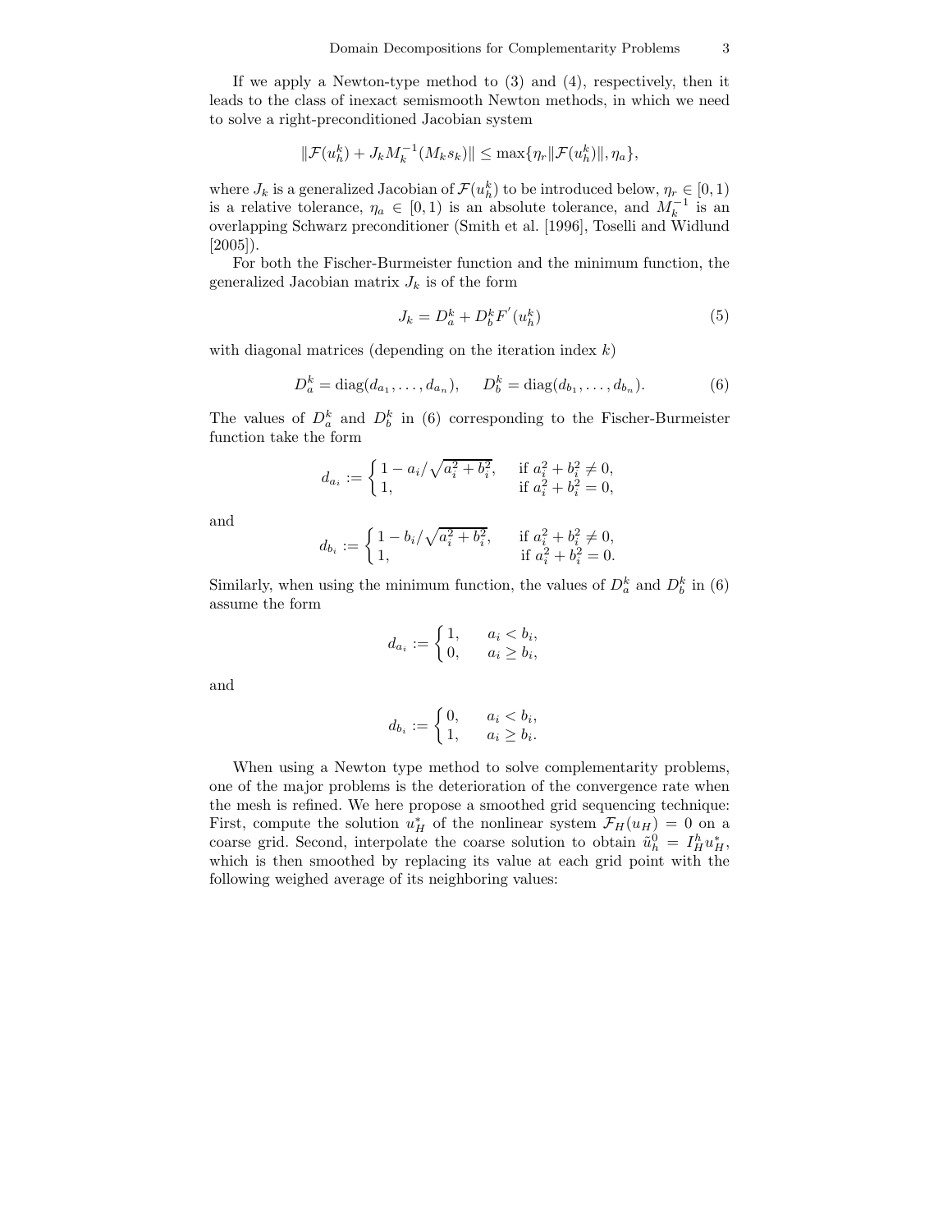If we apply a Newton-type method to (3) and (4), respectively, then it leads to the class of inexact semismooth Newton methods, in which we need to solve a right-preconditioned Jacobian system

$$\|\mathcal{F}(u_h^k) + J_k M_k^{-1}(M_k s_k)\| \leq \max\{\eta_r \|\mathcal{F}(u_h^k)\|, \eta_a\},$$

where $J_k$ is a generalized Jacobian of $\mathcal{F}(u_h^k)$ to be introduced below, $\eta_r \in [0,1)$ is a relative tolerance, $\eta_a \in [0,1)$ is an absolute tolerance, and $M_k^{-1}$ is an overlapping Schwarz preconditioner (Smith et al. [1996], Toselli and Widlund [2005]).

For both the Fischer-Burmeister function and the minimum function, the generalized Jacobian matrix $J_k$ is of the form

$$J_k = D_a^k + D_b^k F'(u_h^k) \tag{5}$$

with diagonal matrices (depending on the iteration index $k$)

$$D_a^k = \mathrm{diag}(d_{a_1}, \ldots, d_{a_n}), \qquad D_b^k = \mathrm{diag}(d_{b_1}, \ldots, d_{b_n}). \tag{6}$$

The values of $D_a^k$ and $D_b^k$ in (6) corresponding to the Fischer-Burmeister function take the form

$$d_{a_i} := \begin{cases} 1 - a_i/\sqrt{a_i^2 + b_i^2}, & \text{if } a_i^2 + b_i^2 \neq 0, \\ 1, & \text{if } a_i^2 + b_i^2 = 0, \end{cases}$$

and

$$d_{b_i} := \begin{cases} 1 - b_i/\sqrt{a_i^2 + b_i^2}, & \text{if } a_i^2 + b_i^2 \neq 0, \\ 1, & \text{if } a_i^2 + b_i^2 = 0. \end{cases}$$

Similarly, when using the minimum function, the values of $D_a^k$ and $D_b^k$ in (6) assume the form

$$d_{a_i} := \begin{cases} 1, & a_i < b_i, \\ 0, & a_i \geq b_i, \end{cases}$$

and

$$d_{b_i} := \begin{cases} 0, & a_i < b_i, \\ 1, & a_i \geq b_i. \end{cases}$$

When using a Newton type method to solve complementarity problems, one of the major problems is the deterioration of the convergence rate when the mesh is refined. We here propose a smoothed grid sequencing technique: First, compute the solution $u_H^*$ of the nonlinear system $\mathcal{F}_H(u_H) = 0$ on a coarse grid. Second, interpolate the coarse solution to obtain $\tilde{u}_h^0 = I_H^h u_H^*$, which is then smoothed by replacing its value at each grid point with the following weighed average of its neighboring values: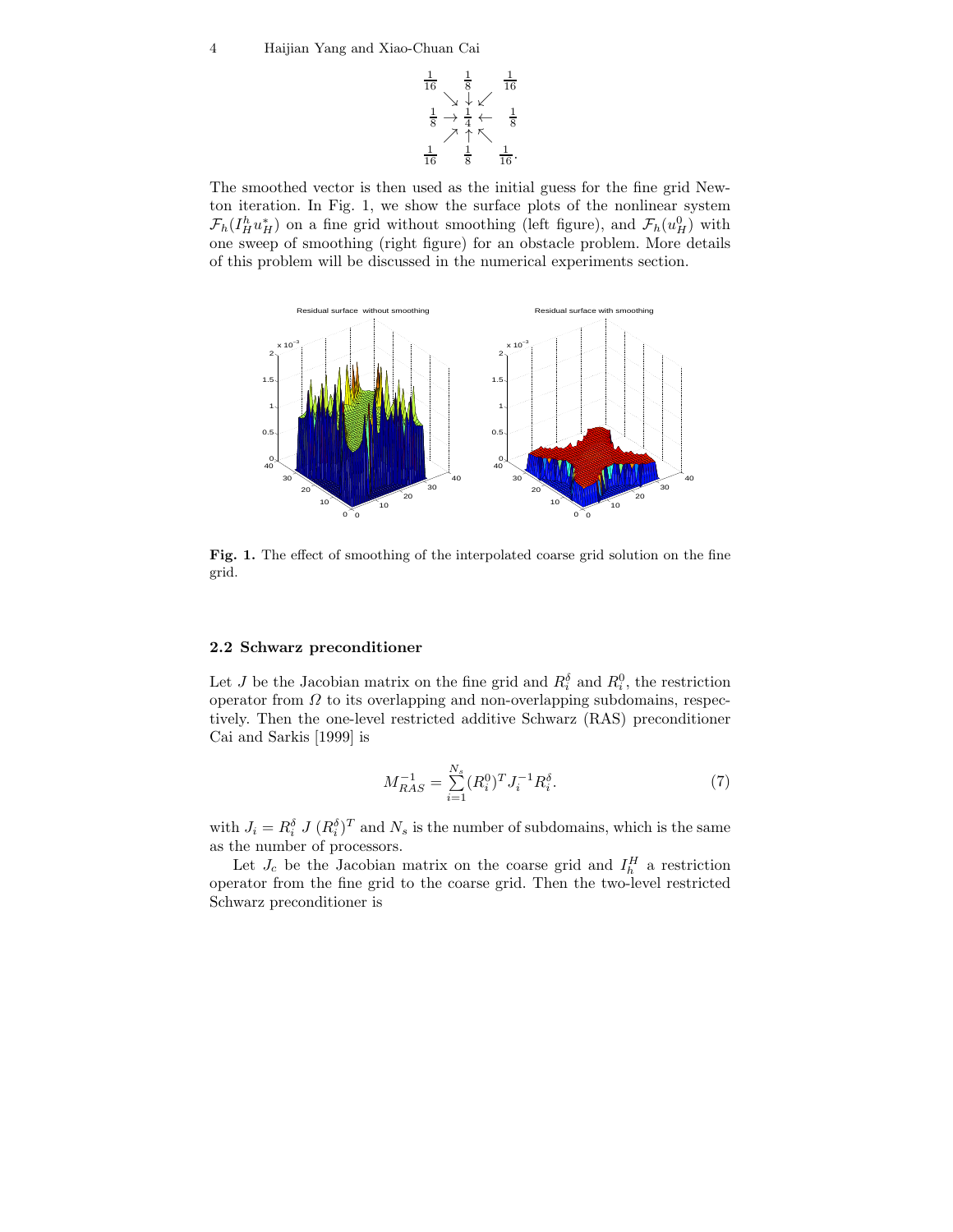$$
\begin{array}{ccccc}
\frac{1}{16} & & \frac{1}{8} & & \frac{1}{16} \\
& \searrow & \downarrow & \swarrow & \\
\frac{1}{8} & \rightarrow & \frac{1}{4} & \leftarrow & \frac{1}{8} \\
& \nearrow & \uparrow & \nwarrow & \\
\frac{1}{16} & & \frac{1}{8} & & \frac{1}{16}.
\end{array}
$$

The smoothed vector is then used as the initial guess for the fine grid Newton iteration. In Fig. 1, we show the surface plots of the nonlinear system $\mathcal{F}_h(I_H^h u_H^*)$ on a fine grid without smoothing (left figure), and $\mathcal{F}_h(u_H^0)$ with one sweep of smoothing (right figure) for an obstacle problem. More details of this problem will be discussed in the numerical experiments section.

**Fig. 1.** The effect of smoothing of the interpolated coarse grid solution on the fine grid.

### 2.2 Schwarz preconditioner

Let $J$ be the Jacobian matrix on the fine grid and $R_i^\delta$ and $R_i^0$, the restriction operator from $\Omega$ to its overlapping and non-overlapping subdomains, respectively. Then the one-level restricted additive Schwarz (RAS) preconditioner Cai and Sarkis [1999] is

$$
M_{RAS}^{-1} = \sum_{i=1}^{N_s} (R_i^0)^T J_i^{-1} R_i^\delta. \tag{7}
$$

with $J_i = R_i^\delta \; J \; (R_i^\delta)^T$ and $N_s$ is the number of subdomains, which is the same as the number of processors.

Let $J_c$ be the Jacobian matrix on the coarse grid and $I_h^H$ a restriction operator from the fine grid to the coarse grid. Then the two-level restricted Schwarz preconditioner is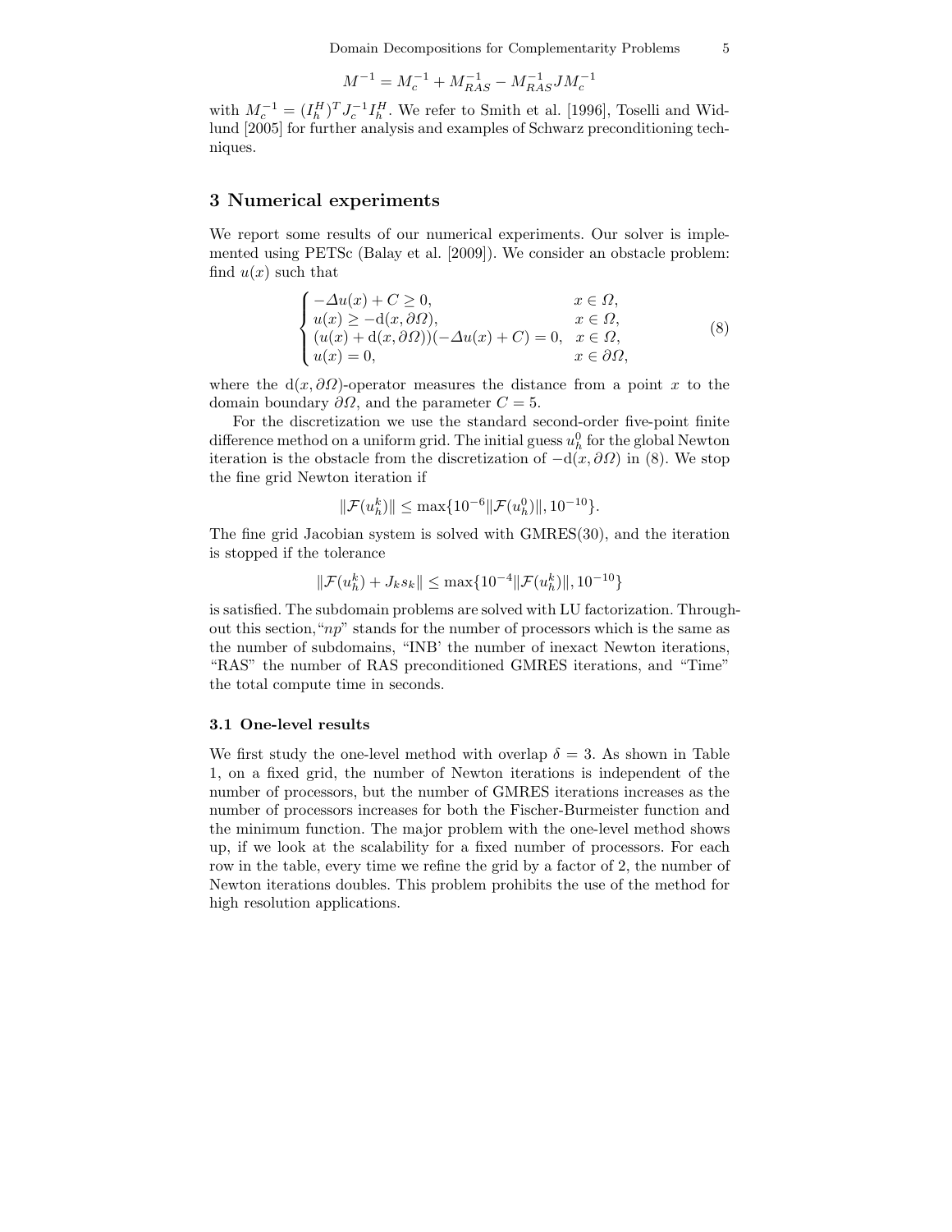$$M^{-1} = M_c^{-1} + M_{RAS}^{-1} - M_{RAS}^{-1} J M_c^{-1}$$

with $M_c^{-1} = (I_h^H)^T J_c^{-1} I_h^H$. We refer to Smith et al. [1996], Toselli and Widlund [2005] for further analysis and examples of Schwarz preconditioning techniques.

## 3 Numerical experiments

We report some results of our numerical experiments. Our solver is implemented using PETSc (Balay et al. [2009]). We consider an obstacle problem: find $u(x)$ such that

$$\begin{cases} -\Delta u(x) + C \geq 0, & x \in \Omega, \\ u(x) \geq -\mathrm{d}(x, \partial\Omega), & x \in \Omega, \\ (u(x) + \mathrm{d}(x, \partial\Omega))(-\Delta u(x) + C) = 0, & x \in \Omega, \\ u(x) = 0, & x \in \partial\Omega, \end{cases} \tag{8}$$

where the $\mathrm{d}(x, \partial\Omega)$-operator measures the distance from a point $x$ to the domain boundary $\partial\Omega$, and the parameter $C = 5$.

For the discretization we use the standard second-order five-point finite difference method on a uniform grid. The initial guess $u_h^0$ for the global Newton iteration is the obstacle from the discretization of $-\mathrm{d}(x, \partial\Omega)$ in (8). We stop the fine grid Newton iteration if

$$\|\mathcal{F}(u_h^k)\| \leq \max\{10^{-6}\|\mathcal{F}(u_h^0)\|, 10^{-10}\}.$$

The fine grid Jacobian system is solved with GMRES(30), and the iteration is stopped if the tolerance

$$\|\mathcal{F}(u_h^k) + J_k s_k\| \leq \max\{10^{-4}\|\mathcal{F}(u_h^k)\|, 10^{-10}\}$$

is satisfied. The subdomain problems are solved with LU factorization. Throughout this section,"$np$" stands for the number of processors which is the same as the number of subdomains, "INB' the number of inexact Newton iterations, "RAS" the number of RAS preconditioned GMRES iterations, and "Time" the total compute time in seconds.

### 3.1 One-level results

We first study the one-level method with overlap $\delta = 3$. As shown in Table 1, on a fixed grid, the number of Newton iterations is independent of the number of processors, but the number of GMRES iterations increases as the number of processors increases for both the Fischer-Burmeister function and the minimum function. The major problem with the one-level method shows up, if we look at the scalability for a fixed number of processors. For each row in the table, every time we refine the grid by a factor of 2, the number of Newton iterations doubles. This problem prohibits the use of the method for high resolution applications.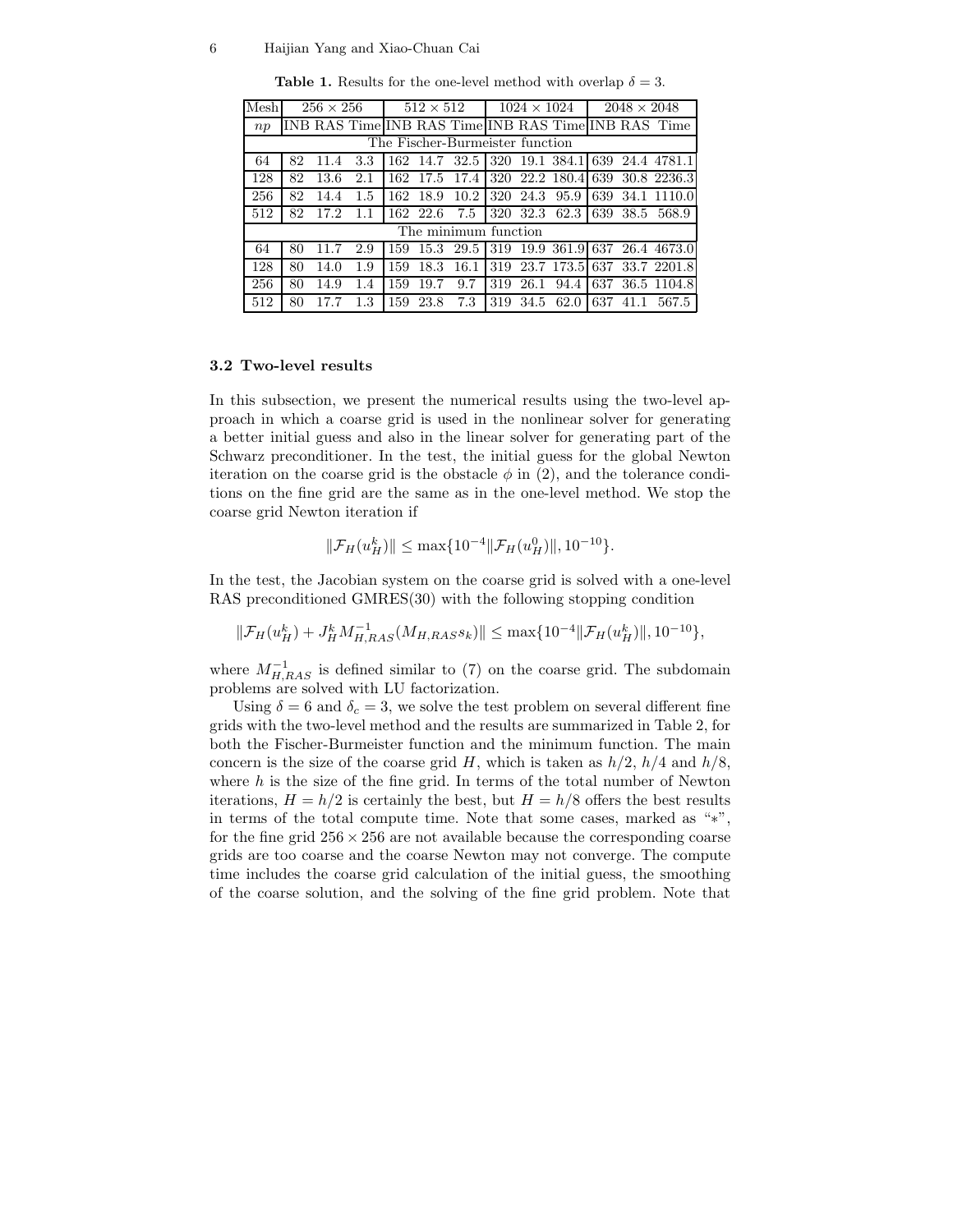**Table 1.** Results for the one-level method with overlap $\delta = 3$.

| Mesh | $256 \times 256$ | | | $512 \times 512$ | | | $1024 \times 1024$ | | | $2048 \times 2048$ | | |
|---|---|---|---|---|---|---|---|---|---|---|---|---|
| $np$ | INB | RAS | Time | INB | RAS | Time | INB | RAS | Time | INB | RAS | Time |
| The Fischer-Burmeister function | | | | | | | | | | | | |
| 64 | 82 | 11.4 | 3.3 | 162 | 14.7 | 32.5 | 320 | 19.1 | 384.1 | 639 | 24.4 | 4781.1 |
| 128 | 82 | 13.6 | 2.1 | 162 | 17.5 | 17.4 | 320 | 22.2 | 180.4 | 639 | 30.8 | 2236.3 |
| 256 | 82 | 14.4 | 1.5 | 162 | 18.9 | 10.2 | 320 | 24.3 | 95.9 | 639 | 34.1 | 1110.0 |
| 512 | 82 | 17.2 | 1.1 | 162 | 22.6 | 7.5 | 320 | 32.3 | 62.3 | 639 | 38.5 | 568.9 |
| The minimum function | | | | | | | | | | | | |
| 64 | 80 | 11.7 | 2.9 | 159 | 15.3 | 29.5 | 319 | 19.9 | 361.9 | 637 | 26.4 | 4673.0 |
| 128 | 80 | 14.0 | 1.9 | 159 | 18.3 | 16.1 | 319 | 23.7 | 173.5 | 637 | 33.7 | 2201.8 |
| 256 | 80 | 14.9 | 1.4 | 159 | 19.7 | 9.7 | 319 | 26.1 | 94.4 | 637 | 36.5 | 1104.8 |
| 512 | 80 | 17.7 | 1.3 | 159 | 23.8 | 7.3 | 319 | 34.5 | 62.0 | 637 | 41.1 | 567.5 |

### 3.2 Two-level results

In this subsection, we present the numerical results using the two-level approach in which a coarse grid is used in the nonlinear solver for generating a better initial guess and also in the linear solver for generating part of the Schwarz preconditioner. In the test, the initial guess for the global Newton iteration on the coarse grid is the obstacle $\phi$ in (2), and the tolerance conditions on the fine grid are the same as in the one-level method. We stop the coarse grid Newton iteration if

$$\|\mathcal{F}_H(u_H^k)\| \leq \max\{10^{-4}\|\mathcal{F}_H(u_H^0)\|, 10^{-10}\}.$$

In the test, the Jacobian system on the coarse grid is solved with a one-level RAS preconditioned GMRES(30) with the following stopping condition

$$\|\mathcal{F}_H(u_H^k) + J_H^k M_{H,RAS}^{-1}(M_{H,RAS}s_k)\| \leq \max\{10^{-4}\|\mathcal{F}_H(u_H^k)\|, 10^{-10}\},$$

where $M_{H,RAS}^{-1}$ is defined similar to (7) on the coarse grid. The subdomain problems are solved with LU factorization.

Using $\delta = 6$ and $\delta_c = 3$, we solve the test problem on several different fine grids with the two-level method and the results are summarized in Table 2, for both the Fischer-Burmeister function and the minimum function. The main concern is the size of the coarse grid $H$, which is taken as $h/2$, $h/4$ and $h/8$, where $h$ is the size of the fine grid. In terms of the total number of Newton iterations, $H = h/2$ is certainly the best, but $H = h/8$ offers the best results in terms of the total compute time. Note that some cases, marked as "$*$", for the fine grid $256 \times 256$ are not available because the corresponding coarse grids are too coarse and the coarse Newton may not converge. The compute time includes the coarse grid calculation of the initial guess, the smoothing of the coarse solution, and the solving of the fine grid problem. Note that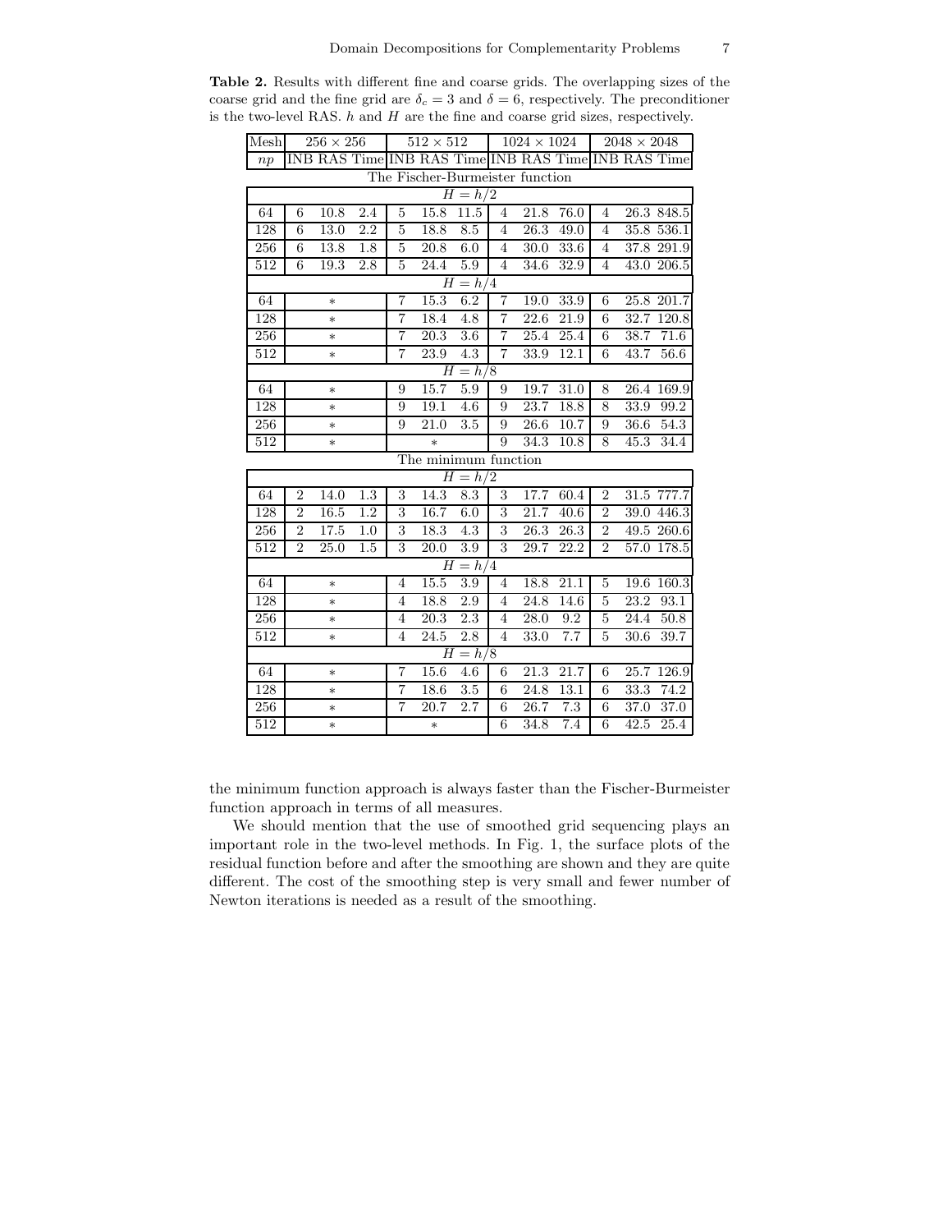**Table 2.** Results with different fine and coarse grids. The overlapping sizes of the coarse grid and the fine grid are $\delta_c = 3$ and $\delta = 6$, respectively. The preconditioner is the two-level RAS. $h$ and $H$ are the fine and coarse grid sizes, respectively.

| Mesh | $256 \times 256$ | | | $512 \times 512$ | | | $1024 \times 1024$ | | | $2048 \times 2048$ | | |
|---|---|---|---|---|---|---|---|---|---|---|---|---|
| $np$ | INB | RAS | Time | INB | RAS | Time | INB | RAS | Time | INB | RAS | Time |
| The Fischer-Burmeister function | | | | | | | | | | | | |
| $H = h/2$ | | | | | | | | | | | | |
| 64 | 6 | 10.8 | 2.4 | 5 | 15.8 | 11.5 | 4 | 21.8 | 76.0 | 4 | 26.3 | 848.5 |
| 128 | 6 | 13.0 | 2.2 | 5 | 18.8 | 8.5 | 4 | 26.3 | 49.0 | 4 | 35.8 | 536.1 |
| 256 | 6 | 13.8 | 1.8 | 5 | 20.8 | 6.0 | 4 | 30.0 | 33.6 | 4 | 37.8 | 291.9 |
| 512 | 6 | 19.3 | 2.8 | 5 | 24.4 | 5.9 | 4 | 34.6 | 32.9 | 4 | 43.0 | 206.5 |
| $H = h/4$ | | | | | | | | | | | | |
| 64 | | * | | 7 | 15.3 | 6.2 | 7 | 19.0 | 33.9 | 6 | 25.8 | 201.7 |
| 128 | | * | | 7 | 18.4 | 4.8 | 7 | 22.6 | 21.9 | 6 | 32.7 | 120.8 |
| 256 | | * | | 7 | 20.3 | 3.6 | 7 | 25.4 | 25.4 | 6 | 38.7 | 71.6 |
| 512 | | * | | 7 | 23.9 | 4.3 | 7 | 33.9 | 12.1 | 6 | 43.7 | 56.6 |
| $H = h/8$ | | | | | | | | | | | | |
| 64 | | * | | 9 | 15.7 | 5.9 | 9 | 19.7 | 31.0 | 8 | 26.4 | 169.9 |
| 128 | | * | | 9 | 19.1 | 4.6 | 9 | 23.7 | 18.8 | 8 | 33.9 | 99.2 |
| 256 | | * | | 9 | 21.0 | 3.5 | 9 | 26.6 | 10.7 | 9 | 36.6 | 54.3 |
| 512 | | * | | | * | | 9 | 34.3 | 10.8 | 8 | 45.3 | 34.4 |
| The minimum function | | | | | | | | | | | | |
| $H = h/2$ | | | | | | | | | | | | |
| 64 | 2 | 14.0 | 1.3 | 3 | 14.3 | 8.3 | 3 | 17.7 | 60.4 | 2 | 31.5 | 777.7 |
| 128 | 2 | 16.5 | 1.2 | 3 | 16.7 | 6.0 | 3 | 21.7 | 40.6 | 2 | 39.0 | 446.3 |
| 256 | 2 | 17.5 | 1.0 | 3 | 18.3 | 4.3 | 3 | 26.3 | 26.3 | 2 | 49.5 | 260.6 |
| 512 | 2 | 25.0 | 1.5 | 3 | 20.0 | 3.9 | 3 | 29.7 | 22.2 | 2 | 57.0 | 178.5 |
| $H = h/4$ | | | | | | | | | | | | |
| 64 | | * | | 4 | 15.5 | 3.9 | 4 | 18.8 | 21.1 | 5 | 19.6 | 160.3 |
| 128 | | * | | 4 | 18.8 | 2.9 | 4 | 24.8 | 14.6 | 5 | 23.2 | 93.1 |
| 256 | | * | | 4 | 20.3 | 2.3 | 4 | 28.0 | 9.2 | 5 | 24.4 | 50.8 |
| 512 | | * | | 4 | 24.5 | 2.8 | 4 | 33.0 | 7.7 | 5 | 30.6 | 39.7 |
| $H = h/8$ | | | | | | | | | | | | |
| 64 | | * | | 7 | 15.6 | 4.6 | 6 | 21.3 | 21.7 | 6 | 25.7 | 126.9 |
| 128 | | * | | 7 | 18.6 | 3.5 | 6 | 24.8 | 13.1 | 6 | 33.3 | 74.2 |
| 256 | | * | | 7 | 20.7 | 2.7 | 6 | 26.7 | 7.3 | 6 | 37.0 | 37.0 |
| 512 | | * | | | * | | 6 | 34.8 | 7.4 | 6 | 42.5 | 25.4 |

the minimum function approach is always faster than the Fischer-Burmeister function approach in terms of all measures.

We should mention that the use of smoothed grid sequencing plays an important role in the two-level methods. In Fig. 1, the surface plots of the residual function before and after the smoothing are shown and they are quite different. The cost of the smoothing step is very small and fewer number of Newton iterations is needed as a result of the smoothing.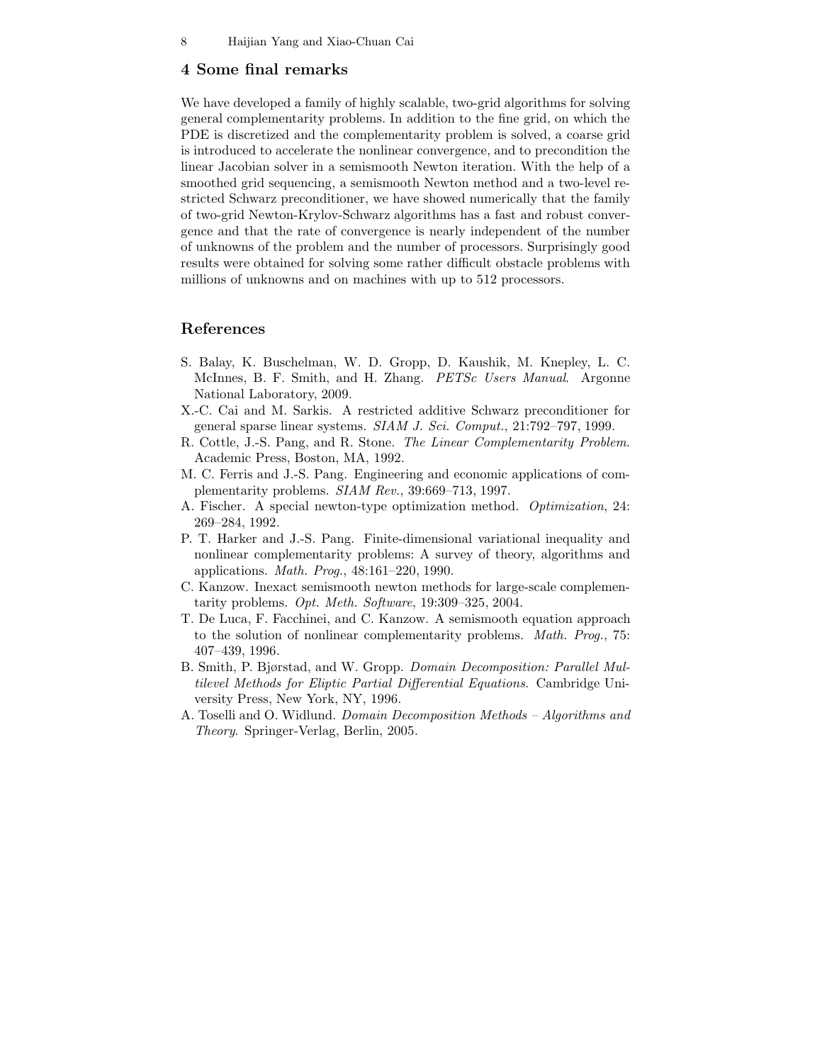## 4 Some final remarks

We have developed a family of highly scalable, two-grid algorithms for solving general complementarity problems. In addition to the fine grid, on which the PDE is discretized and the complementarity problem is solved, a coarse grid is introduced to accelerate the nonlinear convergence, and to precondition the linear Jacobian solver in a semismooth Newton iteration. With the help of a smoothed grid sequencing, a semismooth Newton method and a two-level restricted Schwarz preconditioner, we have showed numerically that the family of two-grid Newton-Krylov-Schwarz algorithms has a fast and robust convergence and that the rate of convergence is nearly independent of the number of unknowns of the problem and the number of processors. Surprisingly good results were obtained for solving some rather difficult obstacle problems with millions of unknowns and on machines with up to 512 processors.

## References

S. Balay, K. Buschelman, W. D. Gropp, D. Kaushik, M. Knepley, L. C. McInnes, B. F. Smith, and H. Zhang. *PETSc Users Manual*. Argonne National Laboratory, 2009.

X.-C. Cai and M. Sarkis. A restricted additive Schwarz preconditioner for general sparse linear systems. *SIAM J. Sci. Comput.*, 21:792–797, 1999.

R. Cottle, J.-S. Pang, and R. Stone. *The Linear Complementarity Problem*. Academic Press, Boston, MA, 1992.

M. C. Ferris and J.-S. Pang. Engineering and economic applications of complementarity problems. *SIAM Rev.*, 39:669–713, 1997.

A. Fischer. A special newton-type optimization method. *Optimization*, 24: 269–284, 1992.

P. T. Harker and J.-S. Pang. Finite-dimensional variational inequality and nonlinear complementarity problems: A survey of theory, algorithms and applications. *Math. Prog.*, 48:161–220, 1990.

C. Kanzow. Inexact semismooth newton methods for large-scale complementarity problems. *Opt. Meth. Software*, 19:309–325, 2004.

T. De Luca, F. Facchinei, and C. Kanzow. A semismooth equation approach to the solution of nonlinear complementarity problems. *Math. Prog.*, 75: 407–439, 1996.

B. Smith, P. Bjørstad, and W. Gropp. *Domain Decomposition: Parallel Multilevel Methods for Eliptic Partial Differential Equations*. Cambridge University Press, New York, NY, 1996.

A. Toselli and O. Widlund. *Domain Decomposition Methods – Algorithms and Theory*. Springer-Verlag, Berlin, 2005.